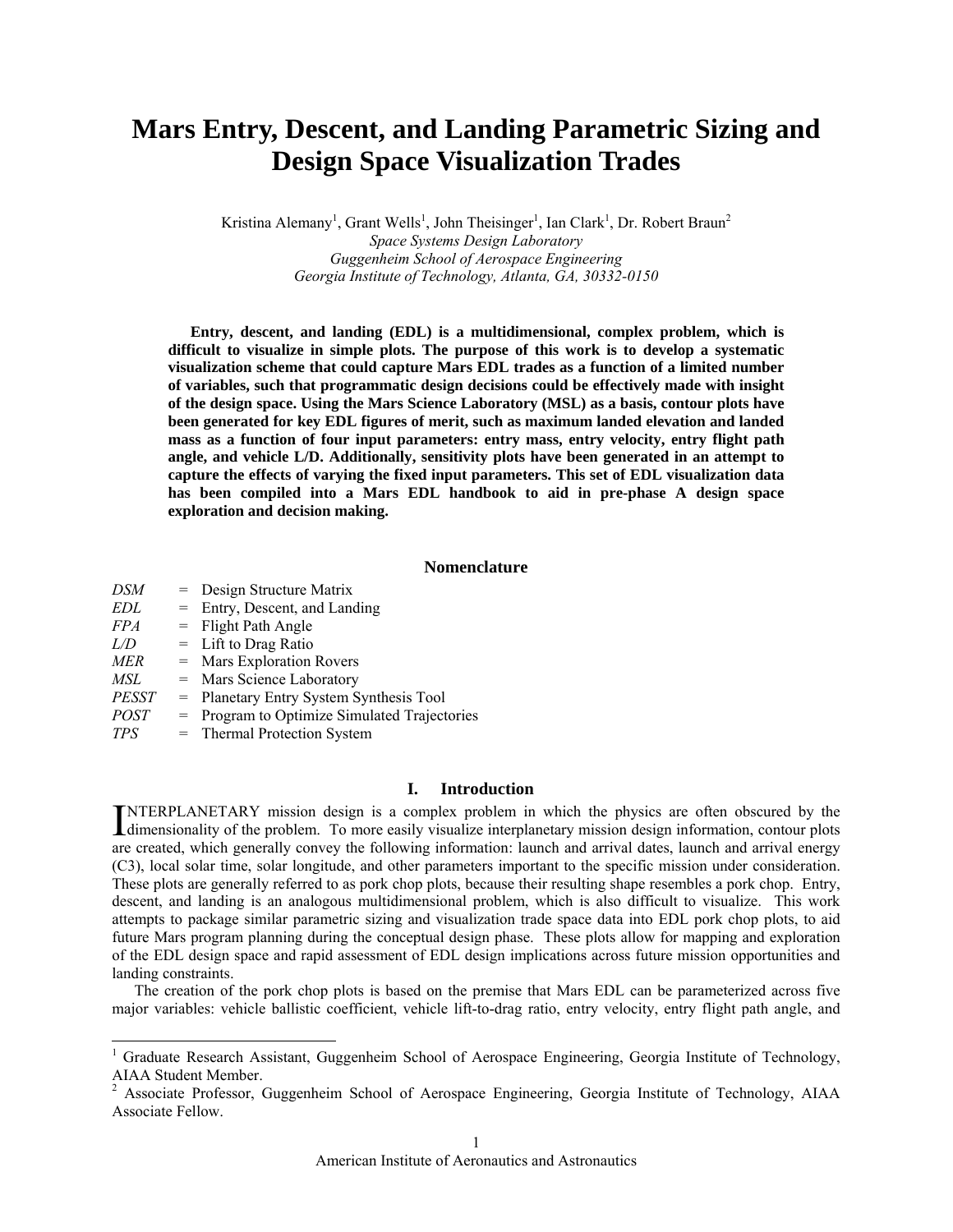# Mars Entry, Descent, and Landing Parametric Sizing and Design Space Visualization Trades

Kristina Alemany[1], Grant Wells[1], John Theisinger[1], Ian Clark[1], Dr. Robert Braun[2]

*Space Systems Design Laboratory*
*Guggenheim School of Aerospace Engineering*
*Georgia Institute of Technology, Atlanta, GA, 30332-0150*

**Entry, descent, and landing (EDL) is a multidimensional, complex problem, which is difficult to visualize in simple plots. The purpose of this work is to develop a systematic visualization scheme that could capture Mars EDL trades as a function of a limited number of variables, such that programmatic design decisions could be effectively made with insight of the design space. Using the Mars Science Laboratory (MSL) as a basis, contour plots have been generated for key EDL figures of merit, such as maximum landed elevation and landed mass as a function of four input parameters: entry mass, entry velocity, entry flight path angle, and vehicle L/D. Additionally, sensitivity plots have been generated in an attempt to capture the effects of varying the fixed input parameters. This set of EDL visualization data has been compiled into a Mars EDL handbook to aid in pre-phase A design space exploration and decision making.**

## Nomenclature

| | | |
|---|---|---|
| *DSM* | = | Design Structure Matrix |
| *EDL* | = | Entry, Descent, and Landing |
| *FPA* | = | Flight Path Angle |
| *L/D* | = | Lift to Drag Ratio |
| *MER* | = | Mars Exploration Rovers |
| *MSL* | = | Mars Science Laboratory |
| *PESST* | = | Planetary Entry System Synthesis Tool |
| *POST* | = | Program to Optimize Simulated Trajectories |
| *TPS* | = | Thermal Protection System |

## I. Introduction

INTERPLANETARY mission design is a complex problem in which the physics are often obscured by the dimensionality of the problem. To more easily visualize interplanetary mission design information, contour plots are created, which generally convey the following information: launch and arrival dates, launch and arrival energy (C3), local solar time, solar longitude, and other parameters important to the specific mission under consideration. These plots are generally referred to as pork chop plots, because their resulting shape resembles a pork chop. Entry, descent, and landing is an analogous multidimensional problem, which is also difficult to visualize. This work attempts to package similar parametric sizing and visualization trade space data into EDL pork chop plots, to aid future Mars program planning during the conceptual design phase. These plots allow for mapping and exploration of the EDL design space and rapid assessment of EDL design implications across future mission opportunities and landing constraints.

The creation of the pork chop plots is based on the premise that Mars EDL can be parameterized across five major variables: vehicle ballistic coefficient, vehicle lift-to-drag ratio, entry velocity, entry flight path angle, and

---

[1] Graduate Research Assistant, Guggenheim School of Aerospace Engineering, Georgia Institute of Technology, AIAA Student Member.

[2] Associate Professor, Guggenheim School of Aerospace Engineering, Georgia Institute of Technology, AIAA Associate Fellow.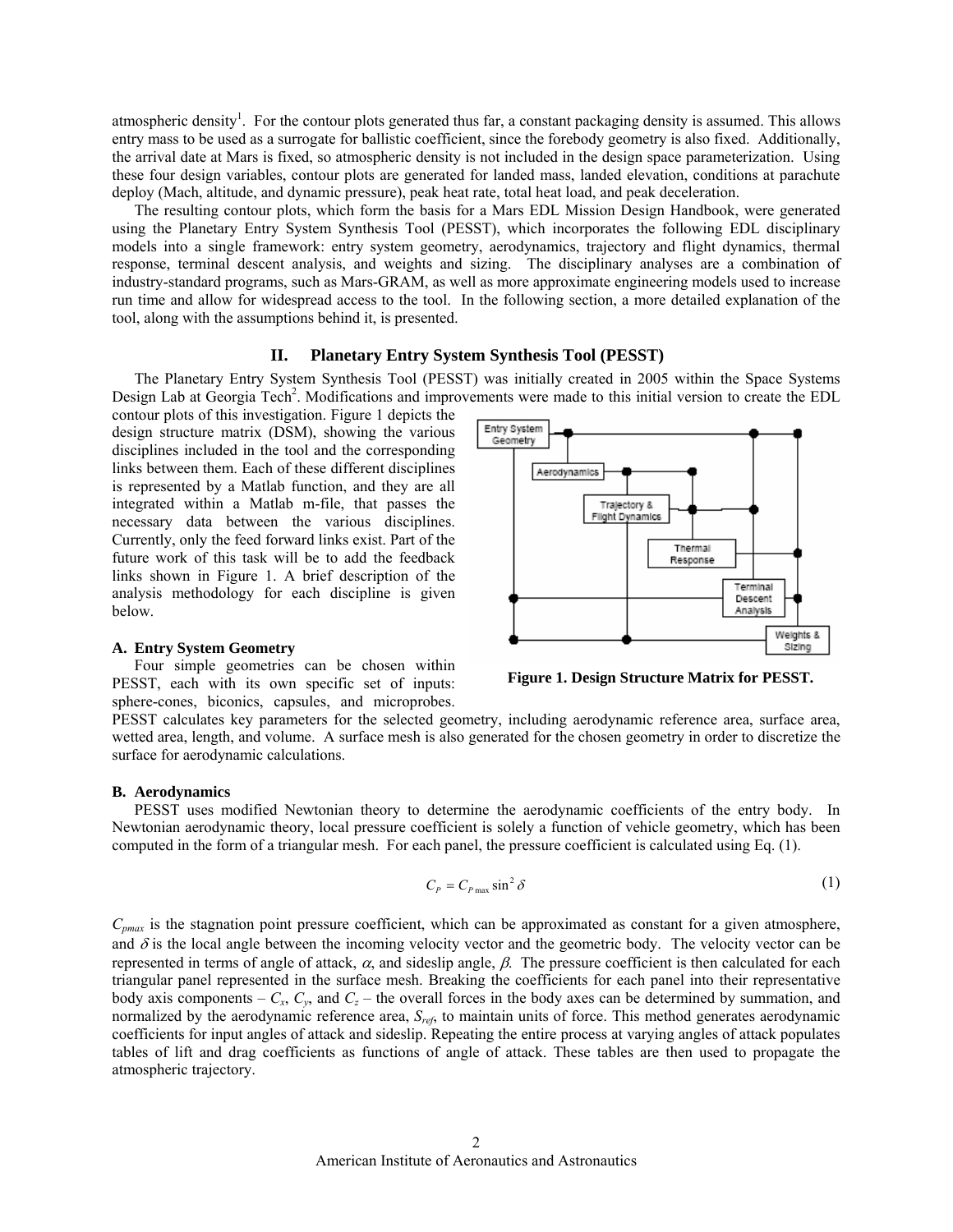atmospheric density[1]. For the contour plots generated thus far, a constant packaging density is assumed. This allows entry mass to be used as a surrogate for ballistic coefficient, since the forebody geometry is also fixed. Additionally, the arrival date at Mars is fixed, so atmospheric density is not included in the design space parameterization. Using these four design variables, contour plots are generated for landed mass, landed elevation, conditions at parachute deploy (Mach, altitude, and dynamic pressure), peak heat rate, total heat load, and peak deceleration.

The resulting contour plots, which form the basis for a Mars EDL Mission Design Handbook, were generated using the Planetary Entry System Synthesis Tool (PESST), which incorporates the following EDL disciplinary models into a single framework: entry system geometry, aerodynamics, trajectory and flight dynamics, thermal response, terminal descent analysis, and weights and sizing. The disciplinary analyses are a combination of industry-standard programs, such as Mars-GRAM, as well as more approximate engineering models used to increase run time and allow for widespread access to the tool. In the following section, a more detailed explanation of the tool, along with the assumptions behind it, is presented.

## II. Planetary Entry System Synthesis Tool (PESST)

The Planetary Entry System Synthesis Tool (PESST) was initially created in 2005 within the Space Systems Design Lab at Georgia Tech[2]. Modifications and improvements were made to this initial version to create the EDL contour plots of this investigation. Figure 1 depicts the design structure matrix (DSM), showing the various disciplines included in the tool and the corresponding links between them. Each of these different disciplines is represented by a Matlab function, and they are all integrated within a Matlab m-file, that passes the necessary data between the various disciplines. Currently, only the feed forward links exist. Part of the future work of this task will be to add the feedback links shown in Figure 1. A brief description of the analysis methodology for each discipline is given below.

**Figure 1. Design Structure Matrix for PESST.**

### A. Entry System Geometry

Four simple geometries can be chosen within PESST, each with its own specific set of inputs: sphere-cones, biconics, capsules, and microprobes. PESST calculates key parameters for the selected geometry, including aerodynamic reference area, surface area, wetted area, length, and volume. A surface mesh is also generated for the chosen geometry in order to discretize the surface for aerodynamic calculations.

### B. Aerodynamics

PESST uses modified Newtonian theory to determine the aerodynamic coefficients of the entry body. In Newtonian aerodynamic theory, local pressure coefficient is solely a function of vehicle geometry, which has been computed in the form of a triangular mesh. For each panel, the pressure coefficient is calculated using Eq. (1).

$$C_P = C_{P\max} \sin^2 \delta \tag{1}$$

$C_{pmax}$ is the stagnation point pressure coefficient, which can be approximated as constant for a given atmosphere, and $\delta$ is the local angle between the incoming velocity vector and the geometric body. The velocity vector can be represented in terms of angle of attack, $\alpha$, and sideslip angle, $\beta$. The pressure coefficient is then calculated for each triangular panel represented in the surface mesh. Breaking the coefficients for each panel into their representative body axis components – $C_x$, $C_y$, and $C_z$ – the overall forces in the body axes can be determined by summation, and normalized by the aerodynamic reference area, $S_{ref}$, to maintain units of force. This method generates aerodynamic coefficients for input angles of attack and sideslip. Repeating the entire process at varying angles of attack populates tables of lift and drag coefficients as functions of angle of attack. These tables are then used to propagate the atmospheric trajectory.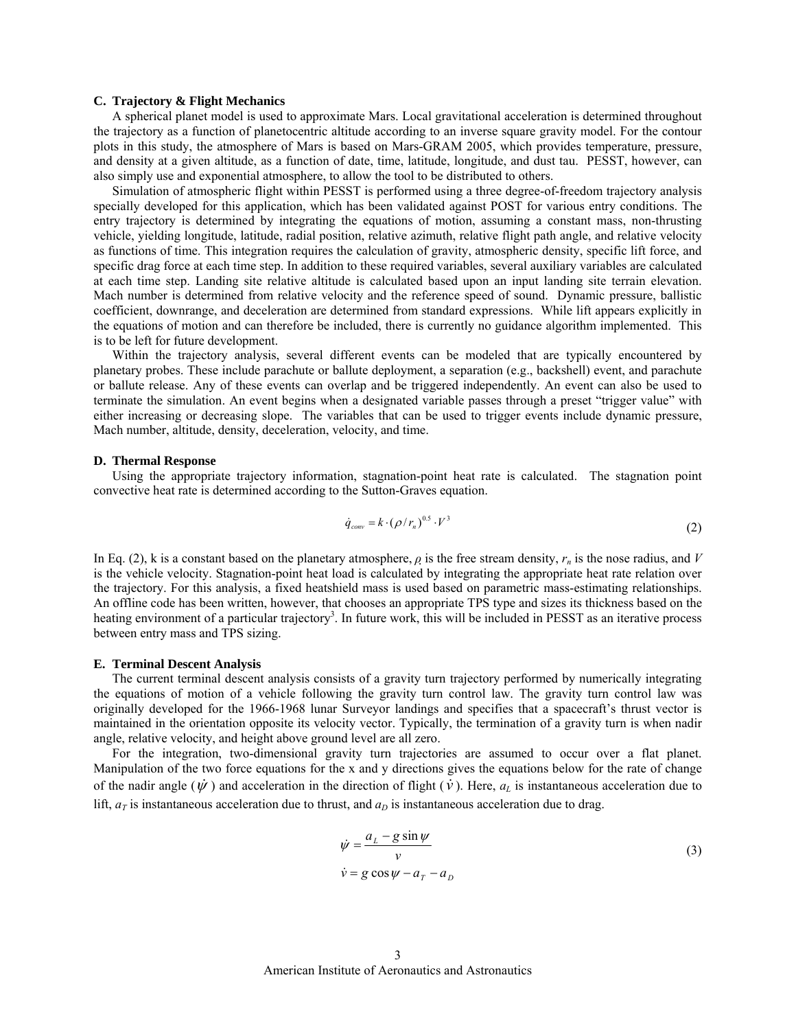### C. Trajectory & Flight Mechanics

A spherical planet model is used to approximate Mars. Local gravitational acceleration is determined throughout the trajectory as a function of planetocentric altitude according to an inverse square gravity model. For the contour plots in this study, the atmosphere of Mars is based on Mars-GRAM 2005, which provides temperature, pressure, and density at a given altitude, as a function of date, time, latitude, longitude, and dust tau. PESST, however, can also simply use and exponential atmosphere, to allow the tool to be distributed to others.

Simulation of atmospheric flight within PESST is performed using a three degree-of-freedom trajectory analysis specially developed for this application, which has been validated against POST for various entry conditions. The entry trajectory is determined by integrating the equations of motion, assuming a constant mass, non-thrusting vehicle, yielding longitude, latitude, radial position, relative azimuth, relative flight path angle, and relative velocity as functions of time. This integration requires the calculation of gravity, atmospheric density, specific lift force, and specific drag force at each time step. In addition to these required variables, several auxiliary variables are calculated at each time step. Landing site relative altitude is calculated based upon an input landing site terrain elevation. Mach number is determined from relative velocity and the reference speed of sound. Dynamic pressure, ballistic coefficient, downrange, and deceleration are determined from standard expressions. While lift appears explicitly in the equations of motion and can therefore be included, there is currently no guidance algorithm implemented. This is to be left for future development.

Within the trajectory analysis, several different events can be modeled that are typically encountered by planetary probes. These include parachute or ballute deployment, a separation (e.g., backshell) event, and parachute or ballute release. Any of these events can overlap and be triggered independently. An event can also be used to terminate the simulation. An event begins when a designated variable passes through a preset "trigger value" with either increasing or decreasing slope. The variables that can be used to trigger events include dynamic pressure, Mach number, altitude, density, deceleration, velocity, and time.

### D. Thermal Response

Using the appropriate trajectory information, stagnation-point heat rate is calculated. The stagnation point convective heat rate is determined according to the Sutton-Graves equation.

$$\dot{q}_{conv} = k \cdot (\rho / r_n)^{0.5} \cdot V^3 \tag{2}$$

In Eq. (2), k is a constant based on the planetary atmosphere, $\rho$ is the free stream density, $r_n$ is the nose radius, and $V$ is the vehicle velocity. Stagnation-point heat load is calculated by integrating the appropriate heat rate relation over the trajectory. For this analysis, a fixed heatshield mass is used based on parametric mass-estimating relationships. An offline code has been written, however, that chooses an appropriate TPS type and sizes its thickness based on the heating environment of a particular trajectory[3]. In future work, this will be included in PESST as an iterative process between entry mass and TPS sizing.

### E. Terminal Descent Analysis

The current terminal descent analysis consists of a gravity turn trajectory performed by numerically integrating the equations of motion of a vehicle following the gravity turn control law. The gravity turn control law was originally developed for the 1966-1968 lunar Surveyor landings and specifies that a spacecraft's thrust vector is maintained in the orientation opposite its velocity vector. Typically, the termination of a gravity turn is when nadir angle, relative velocity, and height above ground level are all zero.

For the integration, two-dimensional gravity turn trajectories are assumed to occur over a flat planet. Manipulation of the two force equations for the x and y directions gives the equations below for the rate of change of the nadir angle ($\dot{\psi}$) and acceleration in the direction of flight ($\dot{v}$). Here, $a_L$ is instantaneous acceleration due to lift, $a_T$ is instantaneous acceleration due to thrust, and $a_D$ is instantaneous acceleration due to drag.

$$\begin{aligned} \dot{\psi} &= \frac{a_L - g \sin \psi}{v} \\ \dot{v} &= g \cos \psi - a_T - a_D \end{aligned} \tag{3}$$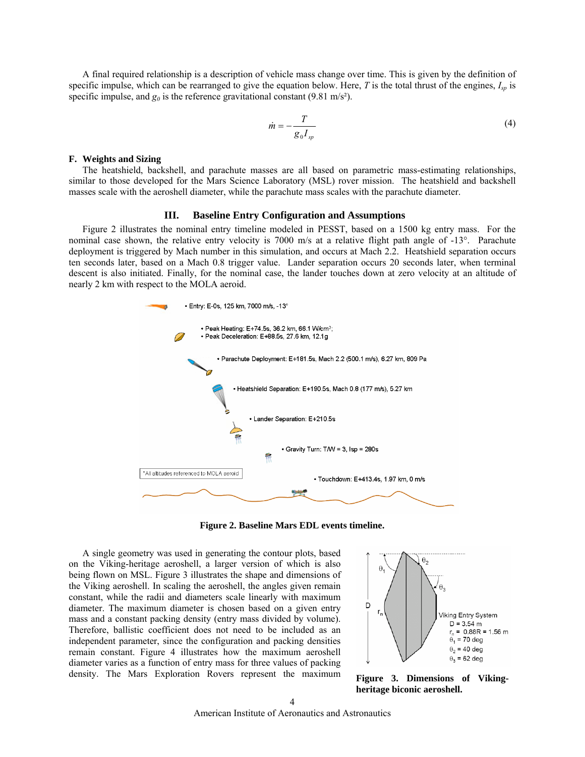A final required relationship is a description of vehicle mass change over time. This is given by the definition of specific impulse, which can be rearranged to give the equation below. Here, $T$ is the total thrust of the engines, $I_{sp}$ is specific impulse, and $g_0$ is the reference gravitational constant (9.81 m/s²).

$$\dot{m} = -\frac{T}{g_0 I_{sp}} \tag{4}$$

### F. Weights and Sizing

The heatshield, backshell, and parachute masses are all based on parametric mass-estimating relationships, similar to those developed for the Mars Science Laboratory (MSL) rover mission. The heatshield and backshell masses scale with the aeroshell diameter, while the parachute mass scales with the parachute diameter.

## III. Baseline Entry Configuration and Assumptions

Figure 2 illustrates the nominal entry timeline modeled in PESST, based on a 1500 kg entry mass. For the nominal case shown, the relative entry velocity is 7000 m/s at a relative flight path angle of -13°. Parachute deployment is triggered by Mach number in this simulation, and occurs at Mach 2.2. Heatshield separation occurs ten seconds later, based on a Mach 0.8 trigger value. Lander separation occurs 20 seconds later, when terminal descent is also initiated. Finally, for the nominal case, the lander touches down at zero velocity at an altitude of nearly 2 km with respect to the MOLA aeroid.

**Figure 2. Baseline Mars EDL events timeline.**

A single geometry was used in generating the contour plots, based on the Viking-heritage aeroshell, a larger version of which is also being flown on MSL. Figure 3 illustrates the shape and dimensions of the Viking aeroshell. In scaling the aeroshell, the angles given remain constant, while the radii and diameters scale linearly with maximum diameter. The maximum diameter is chosen based on a given entry mass and a constant packing density (entry mass divided by volume). Therefore, ballistic coefficient does not need to be included as an independent parameter, since the configuration and packing densities remain constant. Figure 4 illustrates how the maximum aeroshell diameter varies as a function of entry mass for three values of packing density. The Mars Exploration Rovers represent the maximum

**Figure 3. Dimensions of Viking-heritage biconic aeroshell.**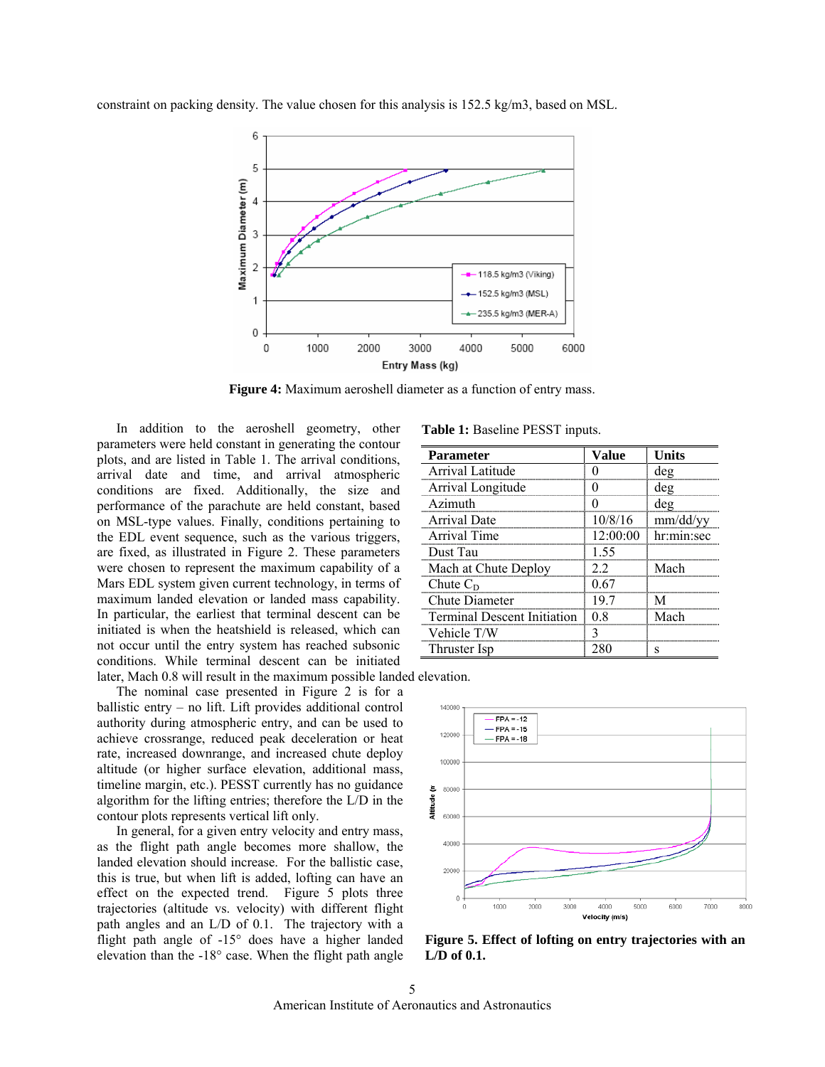constraint on packing density. The value chosen for this analysis is 152.5 kg/m3, based on MSL.

**Figure 4:** Maximum aeroshell diameter as a function of entry mass.

In addition to the aeroshell geometry, other parameters were held constant in generating the contour plots, and are listed in Table 1. The arrival conditions, arrival date and time, and arrival atmospheric conditions are fixed. Additionally, the size and performance of the parachute are held constant, based on MSL-type values. Finally, conditions pertaining to the EDL event sequence, such as the various triggers, are fixed, as illustrated in Figure 2. These parameters were chosen to represent the maximum capability of a Mars EDL system given current technology, in terms of maximum landed elevation or landed mass capability. In particular, the earliest that terminal descent can be initiated is when the heatshield is released, which can not occur until the entry system has reached subsonic conditions. While terminal descent can be initiated later, Mach 0.8 will result in the maximum possible landed elevation.

**Table 1:** Baseline PESST inputs.

| Parameter | Value | Units |
|---|---|---|
| Arrival Latitude | 0 | deg |
| Arrival Longitude | 0 | deg |
| Azimuth | 0 | deg |
| Arrival Date | 10/8/16 | mm/dd/yy |
| Arrival Time | 12:00:00 | hr:min:sec |
| Dust Tau | 1.55 | |
| Mach at Chute Deploy | 2.2 | Mach |
| Chute $C_D$ | 0.67 | |
| Chute Diameter | 19.7 | M |
| Terminal Descent Initiation | 0.8 | Mach |
| Vehicle T/W | 3 | |
| Thruster Isp | 280 | s |

The nominal case presented in Figure 2 is for a ballistic entry – no lift. Lift provides additional control authority during atmospheric entry, and can be used to achieve crossrange, reduced peak deceleration or heat rate, increased downrange, and increased chute deploy altitude (or higher surface elevation, additional mass, timeline margin, etc.). PESST currently has no guidance algorithm for the lifting entries; therefore the L/D in the contour plots represents vertical lift only.

In general, for a given entry velocity and entry mass, as the flight path angle becomes more shallow, the landed elevation should increase. For the ballistic case, this is true, but when lift is added, lofting can have an effect on the expected trend. Figure 5 plots three trajectories (altitude vs. velocity) with different flight path angles and an L/D of 0.1. The trajectory with a flight path angle of -15° does have a higher landed elevation than the -18° case. When the flight path angle

**Figure 5. Effect of lofting on entry trajectories with an L/D of 0.1.**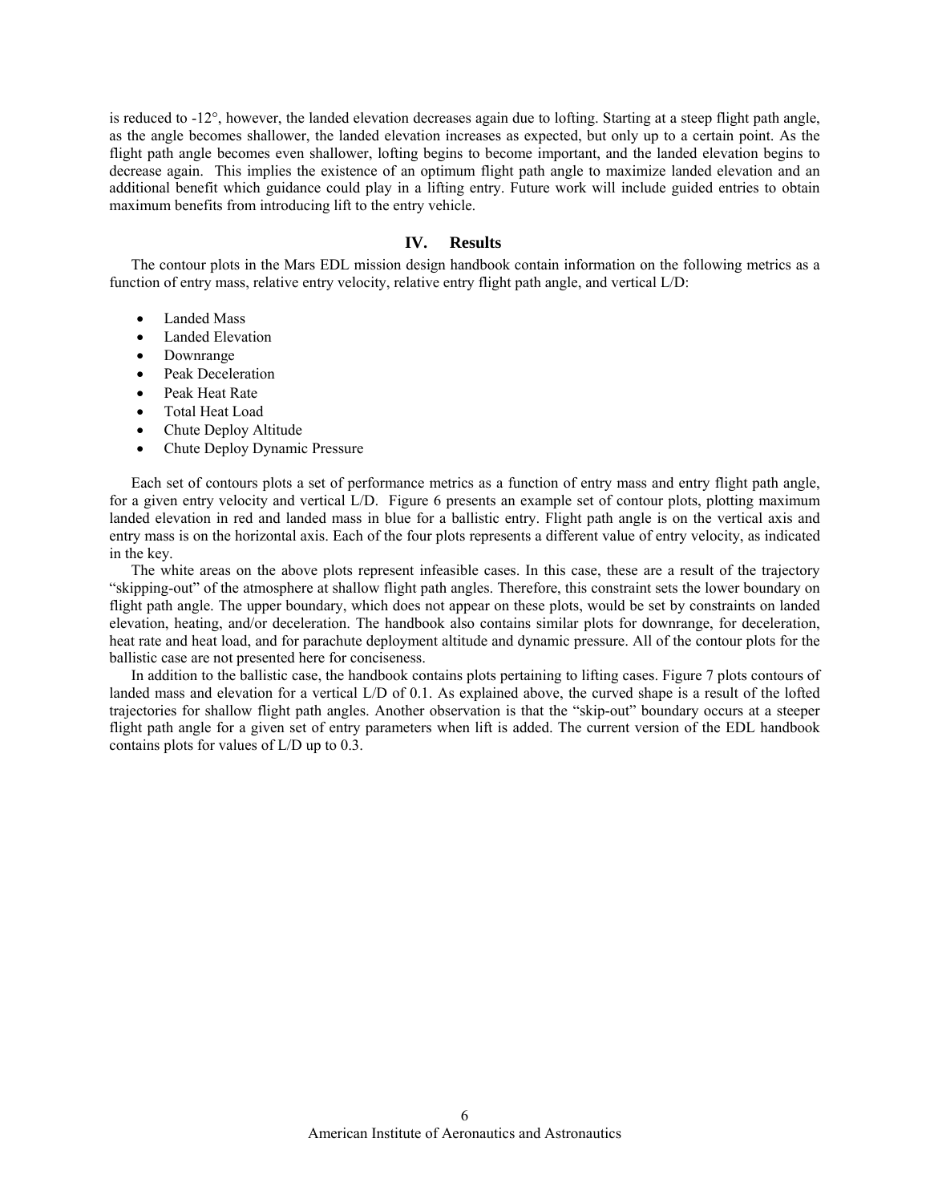is reduced to -12°, however, the landed elevation decreases again due to lofting. Starting at a steep flight path angle, as the angle becomes shallower, the landed elevation increases as expected, but only up to a certain point. As the flight path angle becomes even shallower, lofting begins to become important, and the landed elevation begins to decrease again. This implies the existence of an optimum flight path angle to maximize landed elevation and an additional benefit which guidance could play in a lifting entry. Future work will include guided entries to obtain maximum benefits from introducing lift to the entry vehicle.

## IV. Results

The contour plots in the Mars EDL mission design handbook contain information on the following metrics as a function of entry mass, relative entry velocity, relative entry flight path angle, and vertical L/D:

- Landed Mass
- Landed Elevation
- Downrange
- Peak Deceleration
- Peak Heat Rate
- Total Heat Load
- Chute Deploy Altitude
- Chute Deploy Dynamic Pressure

Each set of contours plots a set of performance metrics as a function of entry mass and entry flight path angle, for a given entry velocity and vertical L/D. Figure 6 presents an example set of contour plots, plotting maximum landed elevation in red and landed mass in blue for a ballistic entry. Flight path angle is on the vertical axis and entry mass is on the horizontal axis. Each of the four plots represents a different value of entry velocity, as indicated in the key.

The white areas on the above plots represent infeasible cases. In this case, these are a result of the trajectory "skipping-out" of the atmosphere at shallow flight path angles. Therefore, this constraint sets the lower boundary on flight path angle. The upper boundary, which does not appear on these plots, would be set by constraints on landed elevation, heating, and/or deceleration. The handbook also contains similar plots for downrange, for deceleration, heat rate and heat load, and for parachute deployment altitude and dynamic pressure. All of the contour plots for the ballistic case are not presented here for conciseness.

In addition to the ballistic case, the handbook contains plots pertaining to lifting cases. Figure 7 plots contours of landed mass and elevation for a vertical L/D of 0.1. As explained above, the curved shape is a result of the lofted trajectories for shallow flight path angles. Another observation is that the "skip-out" boundary occurs at a steeper flight path angle for a given set of entry parameters when lift is added. The current version of the EDL handbook contains plots for values of L/D up to 0.3.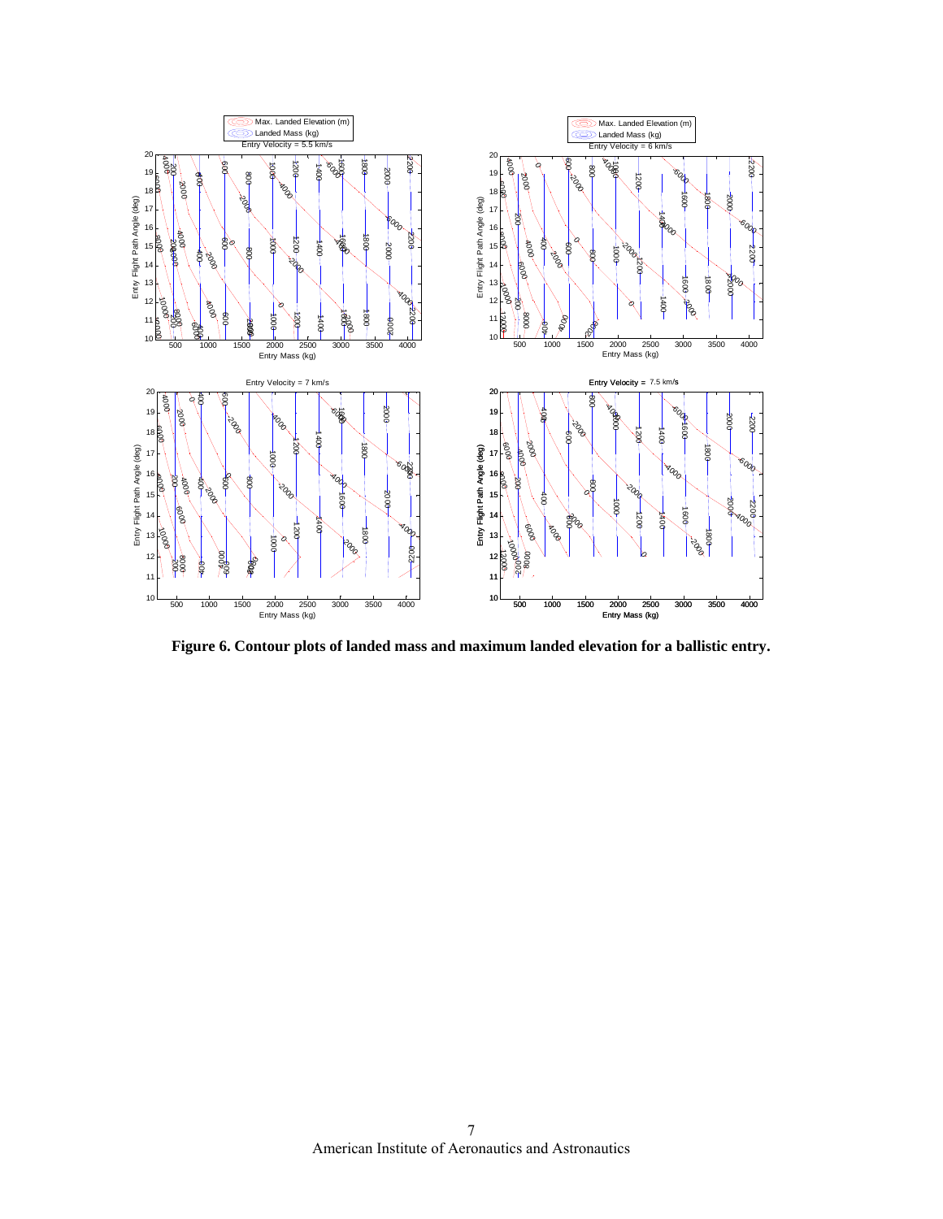**Figure 6. Contour plots of landed mass and maximum landed elevation for a ballistic entry.**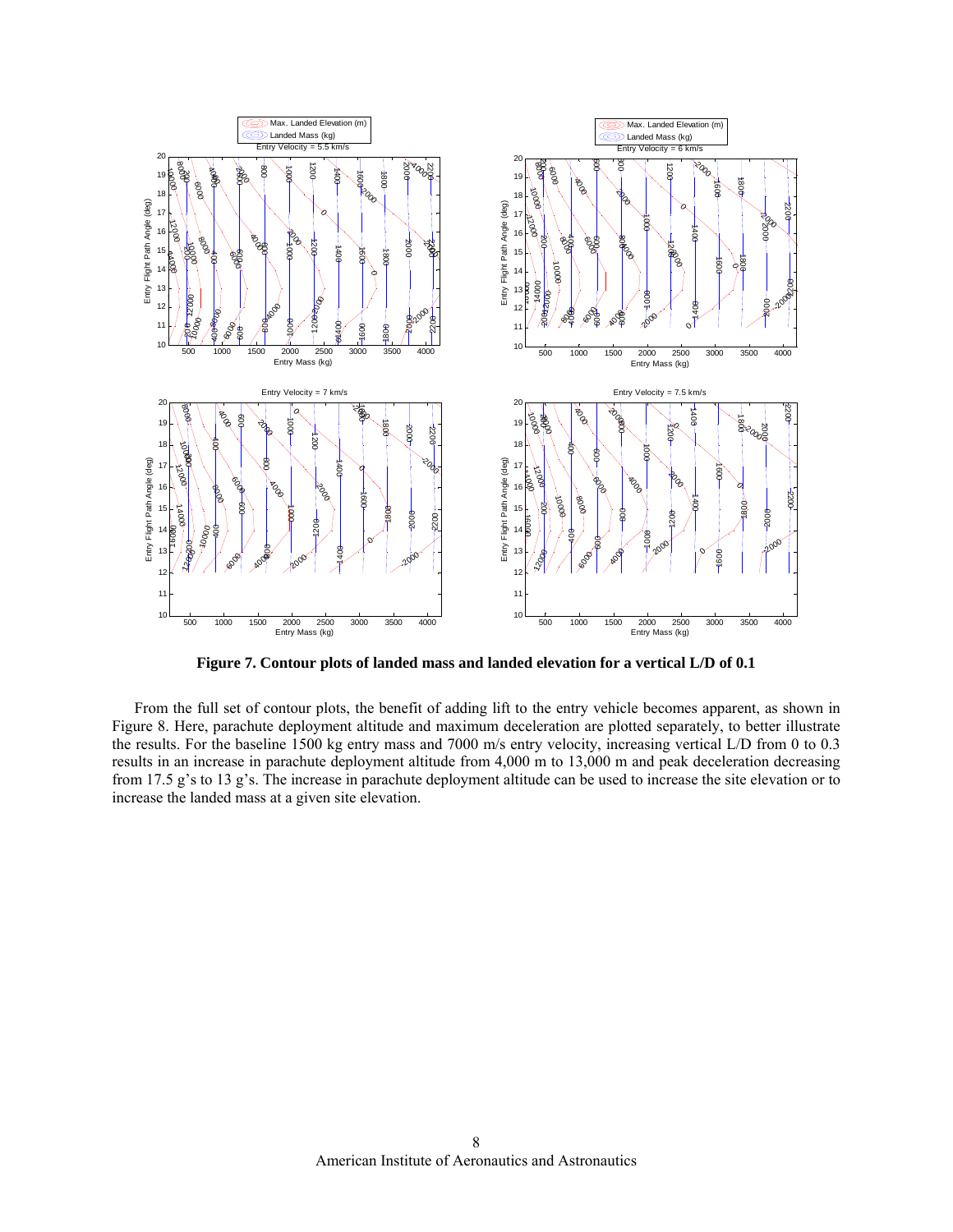**Figure 7. Contour plots of landed mass and landed elevation for a vertical L/D of 0.1**

From the full set of contour plots, the benefit of adding lift to the entry vehicle becomes apparent, as shown in Figure 8. Here, parachute deployment altitude and maximum deceleration are plotted separately, to better illustrate the results. For the baseline 1500 kg entry mass and 7000 m/s entry velocity, increasing vertical L/D from 0 to 0.3 results in an increase in parachute deployment altitude from 4,000 m to 13,000 m and peak deceleration decreasing from 17.5 g's to 13 g's. The increase in parachute deployment altitude can be used to increase the site elevation or to increase the landed mass at a given site elevation.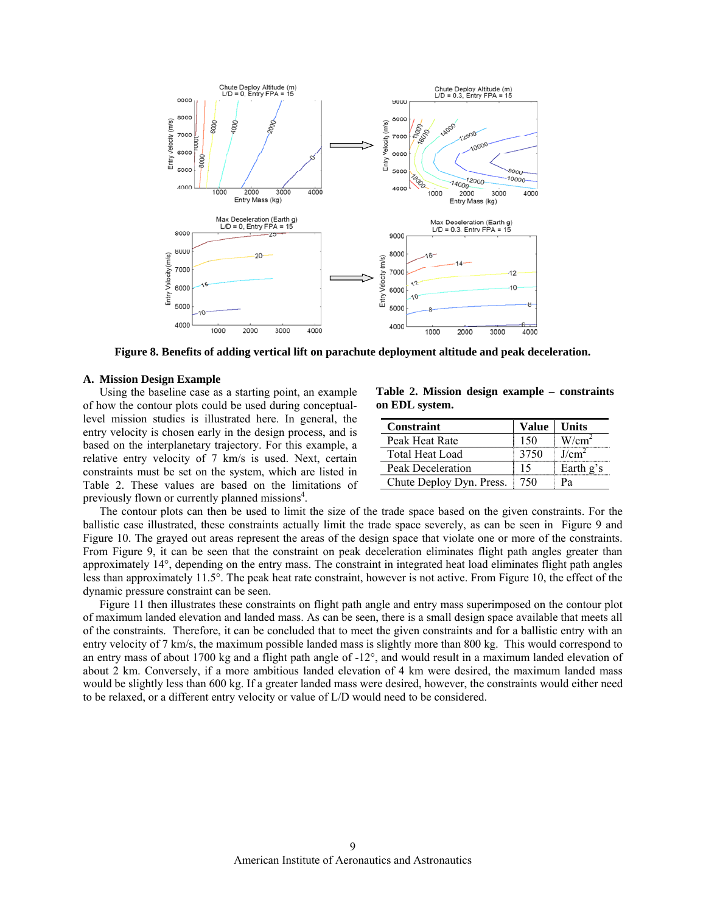**Figure 8. Benefits of adding vertical lift on parachute deployment altitude and peak deceleration.**

## A. Mission Design Example

Using the baseline case as a starting point, an example of how the contour plots could be used during conceptual-level mission studies is illustrated here. In general, the entry velocity is chosen early in the design process, and is based on the interplanetary trajectory. For this example, a relative entry velocity of 7 km/s is used. Next, certain constraints must be set on the system, which are listed in Table 2. These values are based on the limitations of previously flown or currently planned missions[4].

**Table 2. Mission design example – constraints on EDL system.**

| Constraint | Value | Units |
|---|---|---|
| Peak Heat Rate | 150 | W/cm$^2$ |
| Total Heat Load | 3750 | J/cm$^2$ |
| Peak Deceleration | 15 | Earth g's |
| Chute Deploy Dyn. Press. | 750 | Pa |

The contour plots can then be used to limit the size of the trade space based on the given constraints. For the ballistic case illustrated, these constraints actually limit the trade space severely, as can be seen in Figure 9 and Figure 10. The grayed out areas represent the areas of the design space that violate one or more of the constraints. From Figure 9, it can be seen that the constraint on peak deceleration eliminates flight path angles greater than approximately 14°, depending on the entry mass. The constraint in integrated heat load eliminates flight path angles less than approximately 11.5°. The peak heat rate constraint, however is not active. From Figure 10, the effect of the dynamic pressure constraint can be seen.

Figure 11 then illustrates these constraints on flight path angle and entry mass superimposed on the contour plot of maximum landed elevation and landed mass. As can be seen, there is a small design space available that meets all of the constraints. Therefore, it can be concluded that to meet the given constraints and for a ballistic entry with an entry velocity of 7 km/s, the maximum possible landed mass is slightly more than 800 kg. This would correspond to an entry mass of about 1700 kg and a flight path angle of -12°, and would result in a maximum landed elevation of about 2 km. Conversely, if a more ambitious landed elevation of 4 km were desired, the maximum landed mass would be slightly less than 600 kg. If a greater landed mass were desired, however, the constraints would either need to be relaxed, or a different entry velocity or value of L/D would need to be considered.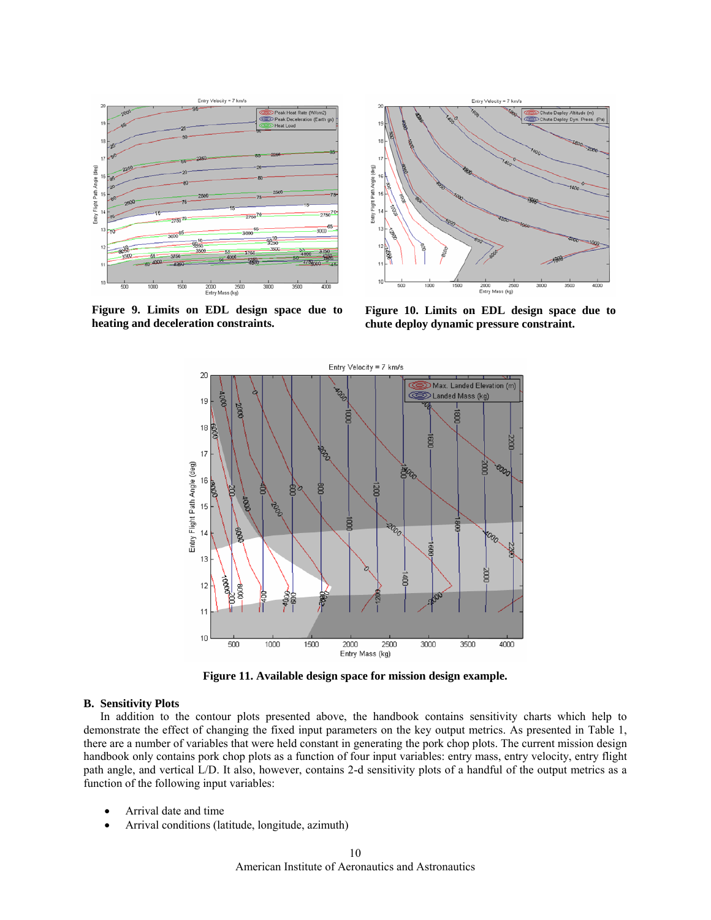**Figure 9. Limits on EDL design space due to heating and deceleration constraints.**

**Figure 10. Limits on EDL design space due to chute deploy dynamic pressure constraint.**

**Figure 11. Available design space for mission design example.**

## B. Sensitivity Plots

In addition to the contour plots presented above, the handbook contains sensitivity charts which help to demonstrate the effect of changing the fixed input parameters on the key output metrics. As presented in Table 1, there are a number of variables that were held constant in generating the pork chop plots. The current mission design handbook only contains pork chop plots as a function of four input variables: entry mass, entry velocity, entry flight path angle, and vertical L/D. It also, however, contains 2-d sensitivity plots of a handful of the output metrics as a function of the following input variables:

- Arrival date and time
- Arrival conditions (latitude, longitude, azimuth)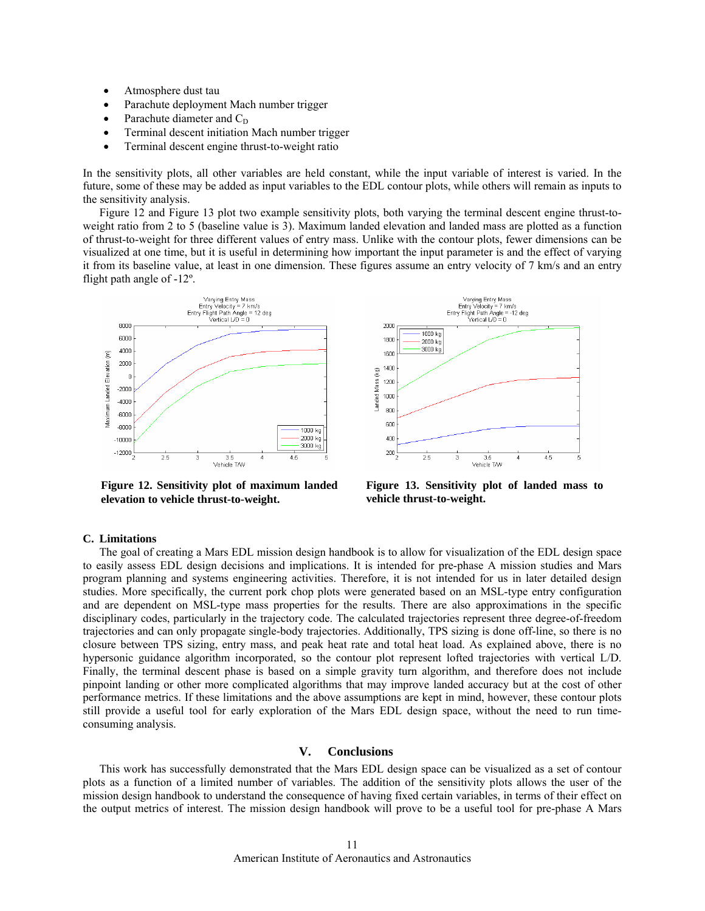- Atmosphere dust tau
- Parachute deployment Mach number trigger
- Parachute diameter and $C_D$
- Terminal descent initiation Mach number trigger
- Terminal descent engine thrust-to-weight ratio

In the sensitivity plots, all other variables are held constant, while the input variable of interest is varied. In the future, some of these may be added as input variables to the EDL contour plots, while others will remain as inputs to the sensitivity analysis.

Figure 12 and Figure 13 plot two example sensitivity plots, both varying the terminal descent engine thrust-to-weight ratio from 2 to 5 (baseline value is 3). Maximum landed elevation and landed mass are plotted as a function of thrust-to-weight for three different values of entry mass. Unlike with the contour plots, fewer dimensions can be visualized at one time, but it is useful in determining how important the input parameter is and the effect of varying it from its baseline value, at least in one dimension. These figures assume an entry velocity of 7 km/s and an entry flight path angle of -12º.

**Figure 12. Sensitivity plot of maximum landed elevation to vehicle thrust-to-weight.**

**Figure 13. Sensitivity plot of landed mass to vehicle thrust-to-weight.**

### C. Limitations

The goal of creating a Mars EDL mission design handbook is to allow for visualization of the EDL design space to easily assess EDL design decisions and implications. It is intended for pre-phase A mission studies and Mars program planning and systems engineering activities. Therefore, it is not intended for us in later detailed design studies. More specifically, the current pork chop plots were generated based on an MSL-type entry configuration and are dependent on MSL-type mass properties for the results. There are also approximations in the specific disciplinary codes, particularly in the trajectory code. The calculated trajectories represent three degree-of-freedom trajectories and can only propagate single-body trajectories. Additionally, TPS sizing is done off-line, so there is no closure between TPS sizing, entry mass, and peak heat rate and total heat load. As explained above, there is no hypersonic guidance algorithm incorporated, so the contour plot represent lofted trajectories with vertical L/D. Finally, the terminal descent phase is based on a simple gravity turn algorithm, and therefore does not include pinpoint landing or other more complicated algorithms that may improve landed accuracy but at the cost of other performance metrics. If these limitations and the above assumptions are kept in mind, however, these contour plots still provide a useful tool for early exploration of the Mars EDL design space, without the need to run time-consuming analysis.

## V. Conclusions

This work has successfully demonstrated that the Mars EDL design space can be visualized as a set of contour plots as a function of a limited number of variables. The addition of the sensitivity plots allows the user of the mission design handbook to understand the consequence of having fixed certain variables, in terms of their effect on the output metrics of interest. The mission design handbook will prove to be a useful tool for pre-phase A Mars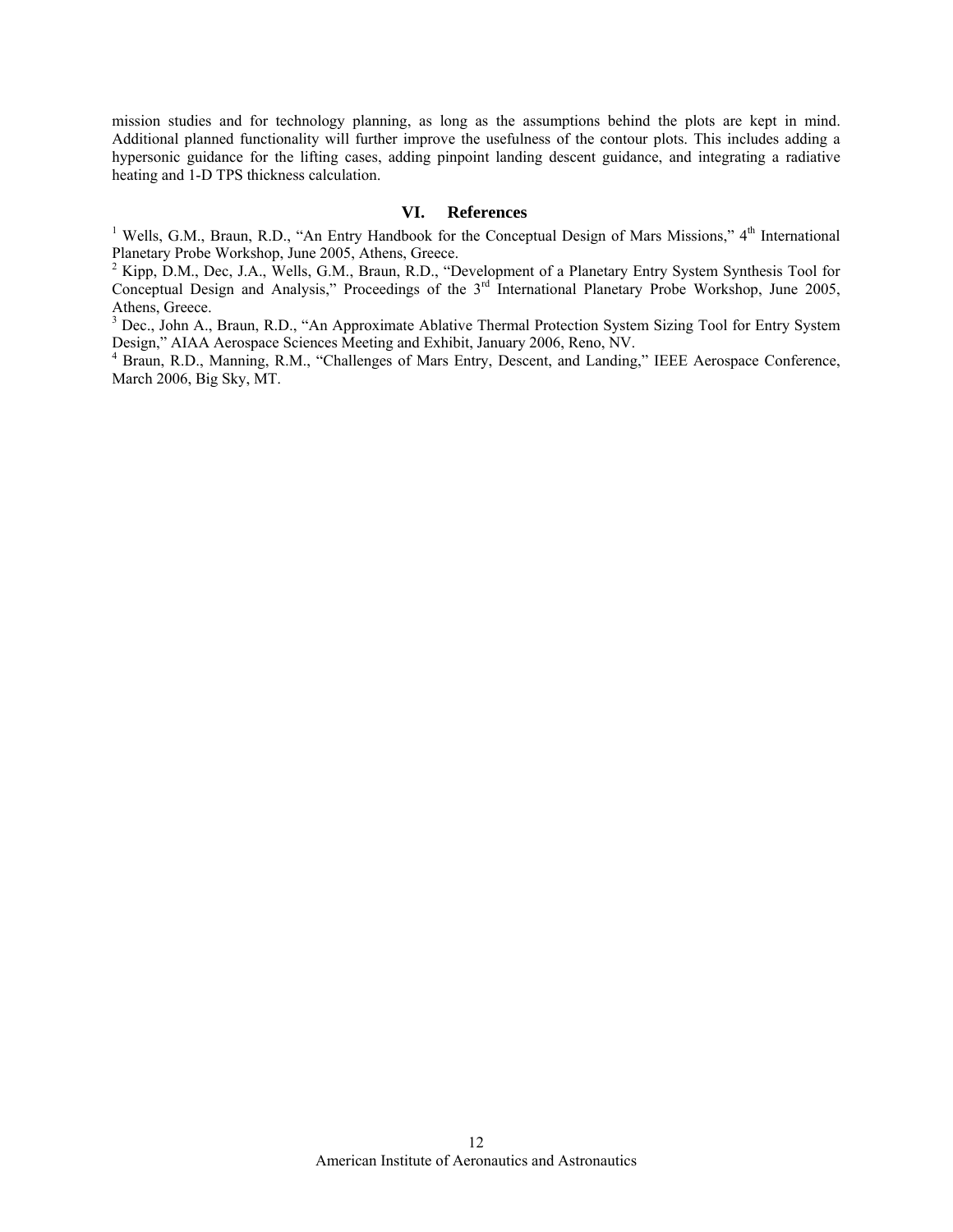mission studies and for technology planning, as long as the assumptions behind the plots are kept in mind. Additional planned functionality will further improve the usefulness of the contour plots. This includes adding a hypersonic guidance for the lifting cases, adding pinpoint landing descent guidance, and integrating a radiative heating and 1-D TPS thickness calculation.

## VI. References

[1] Wells, G.M., Braun, R.D., "An Entry Handbook for the Conceptual Design of Mars Missions," 4th International Planetary Probe Workshop, June 2005, Athens, Greece.

[2] Kipp, D.M., Dec, J.A., Wells, G.M., Braun, R.D., "Development of a Planetary Entry System Synthesis Tool for Conceptual Design and Analysis," Proceedings of the 3rd International Planetary Probe Workshop, June 2005, Athens, Greece.

[3] Dec., John A., Braun, R.D., "An Approximate Ablative Thermal Protection System Sizing Tool for Entry System Design," AIAA Aerospace Sciences Meeting and Exhibit, January 2006, Reno, NV.

[4] Braun, R.D., Manning, R.M., "Challenges of Mars Entry, Descent, and Landing," IEEE Aerospace Conference, March 2006, Big Sky, MT.